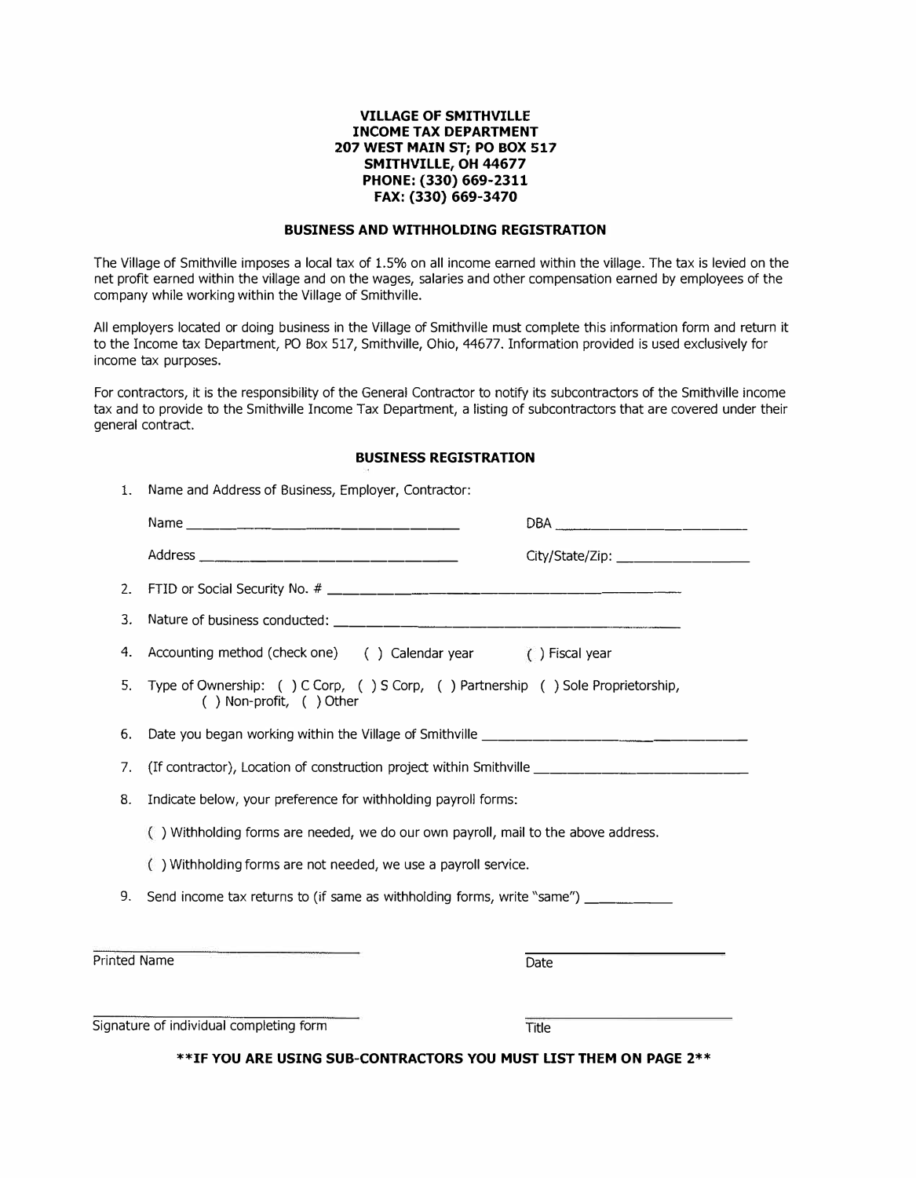**VILLAGE OF SMITHVILLE**
**INCOME TAX DEPARTMENT**
**207 WEST MAIN ST; PO BOX 517**
**SMITHVILLE, OH 44677**
**PHONE: (330) 669-2311**
**FAX: (330) 669-3470**

## BUSINESS AND WITHHOLDING REGISTRATION

The Village of Smithville imposes a local tax of 1.5% on all income earned within the village. The tax is levied on the net profit earned within the village and on the wages, salaries and other compensation earned by employees of the company while working within the Village of Smithville.

All employers located or doing business in the Village of Smithville must complete this information form and return it to the Income tax Department, PO Box 517, Smithville, Ohio, 44677. Information provided is used exclusively for income tax purposes.

For contractors, it is the responsibility of the General Contractor to notify its subcontractors of the Smithville income tax and to provide to the Smithville Income Tax Department, a listing of subcontractors that are covered under their general contract.

## BUSINESS REGISTRATION

1. Name and Address of Business, Employer, Contractor:

   Name ______________________________ DBA ______________________

   Address ____________________________ City/State/Zip: _______________

2. FTID or Social Security No. # ________________________________________

3. Nature of business conducted: ________________________________________

4. Accounting method (check one) ( ) Calendar year ( ) Fiscal year

5. Type of Ownership: ( ) C Corp, ( ) S Corp, ( ) Partnership ( ) Sole Proprietorship, ( ) Non-profit, ( ) Other

6. Date you began working within the Village of Smithville ____________________

7. (If contractor), Location of construction project within Smithville ____________________

8. Indicate below, your preference for withholding payroll forms:

   ( ) Withholding forms are needed, we do our own payroll, mail to the above address.

   ( ) Withholding forms are not needed, we use a payroll service.

9. Send income tax returns to (if same as withholding forms, write "same") __________

______________________________ ______________________
Printed Name Date

______________________________ ______________________
Signature of individual completing form Title

**\*\*IF YOU ARE USING SUB-CONTRACTORS YOU MUST LIST THEM ON PAGE 2\*\***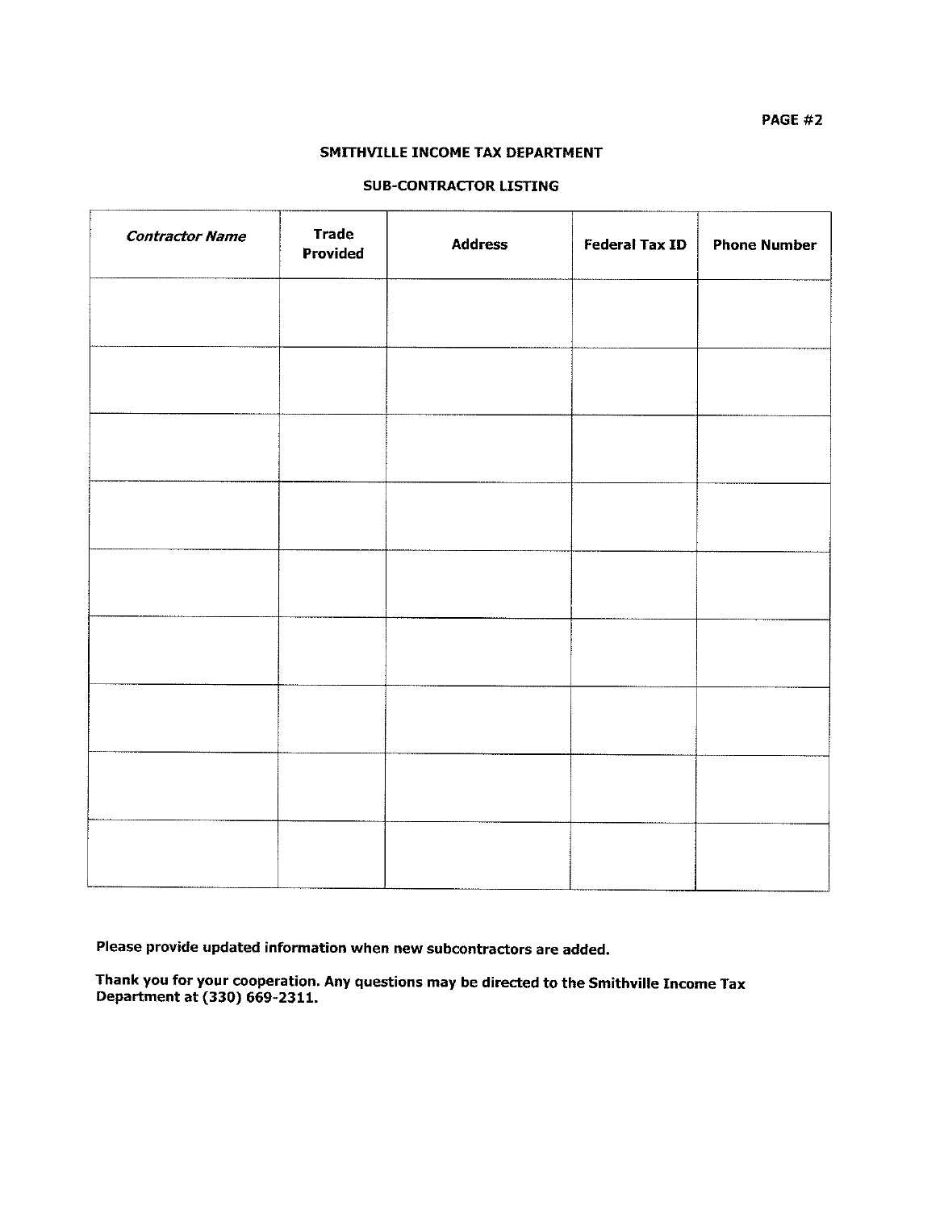## SMITHVILLE INCOME TAX DEPARTMENT

### SUB-CONTRACTOR LISTING

| *Contractor Name* | Trade Provided | Address | Federal Tax ID | Phone Number |
|---|---|---|---|---|
| | | | | |
| | | | | |
| | | | | |
| | | | | |
| | | | | |
| | | | | |
| | | | | |
| | | | | |
| | | | | |

**Please provide updated information when new subcontractors are added.**

**Thank you for your cooperation. Any questions may be directed to the Smithville Income Tax Department at (330) 669-2311.**